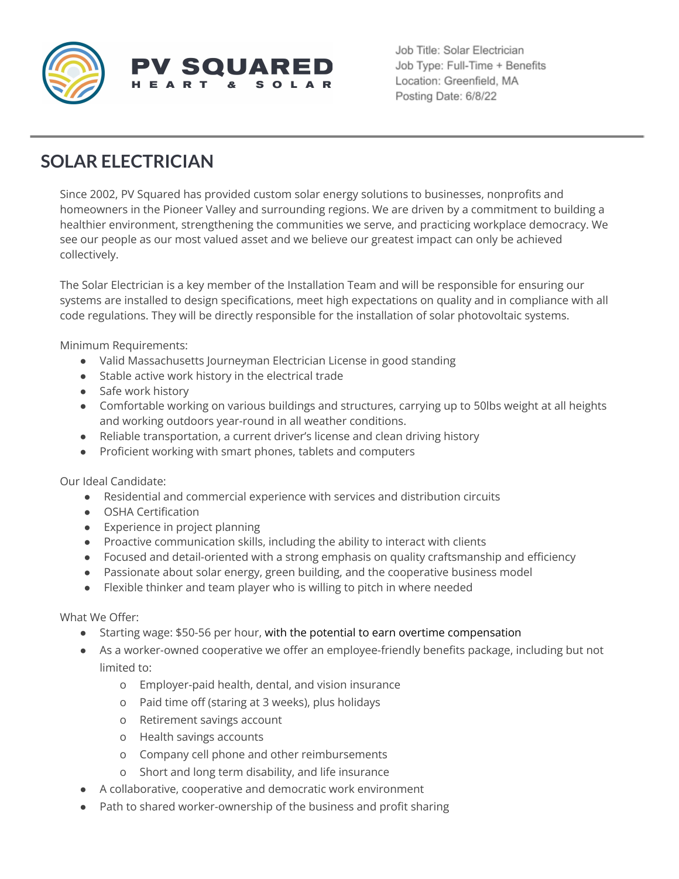PV SQUARED
HEART & SOLAR

Job Title: Solar Electrician
Job Type: Full-Time + Benefits
Location: Greenfield, MA
Posting Date: 6/8/22

# SOLAR ELECTRICIAN

Since 2002, PV Squared has provided custom solar energy solutions to businesses, nonprofits and homeowners in the Pioneer Valley and surrounding regions. We are driven by a commitment to building a healthier environment, strengthening the communities we serve, and practicing workplace democracy. We see our people as our most valued asset and we believe our greatest impact can only be achieved collectively.

The Solar Electrician is a key member of the Installation Team and will be responsible for ensuring our systems are installed to design specifications, meet high expectations on quality and in compliance with all code regulations. They will be directly responsible for the installation of solar photovoltaic systems.

Minimum Requirements:

- Valid Massachusetts Journeyman Electrician License in good standing
- Stable active work history in the electrical trade
- Safe work history
- Comfortable working on various buildings and structures, carrying up to 50lbs weight at all heights and working outdoors year-round in all weather conditions.
- Reliable transportation, a current driver's license and clean driving history
- Proficient working with smart phones, tablets and computers

Our Ideal Candidate:

- Residential and commercial experience with services and distribution circuits
- OSHA Certification
- Experience in project planning
- Proactive communication skills, including the ability to interact with clients
- Focused and detail-oriented with a strong emphasis on quality craftsmanship and efficiency
- Passionate about solar energy, green building, and the cooperative business model
- Flexible thinker and team player who is willing to pitch in where needed

What We Offer:

- Starting wage: $50-56 per hour, with the potential to earn overtime compensation
- As a worker-owned cooperative we offer an employee-friendly benefits package, including but not limited to:
  - Employer-paid health, dental, and vision insurance
  - Paid time off (staring at 3 weeks), plus holidays
  - Retirement savings account
  - Health savings accounts
  - Company cell phone and other reimbursements
  - Short and long term disability, and life insurance
- A collaborative, cooperative and democratic work environment
- Path to shared worker-ownership of the business and profit sharing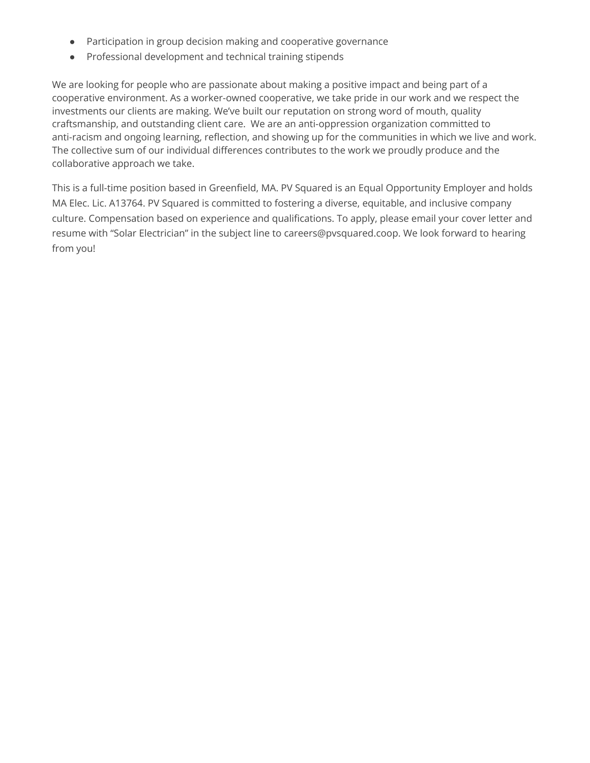- Participation in group decision making and cooperative governance
- Professional development and technical training stipends

We are looking for people who are passionate about making a positive impact and being part of a cooperative environment. As a worker-owned cooperative, we take pride in our work and we respect the investments our clients are making. We've built our reputation on strong word of mouth, quality craftsmanship, and outstanding client care.  We are an anti-oppression organization committed to anti-racism and ongoing learning, reflection, and showing up for the communities in which we live and work. The collective sum of our individual differences contributes to the work we proudly produce and the collaborative approach we take.

This is a full-time position based in Greenfield, MA. PV Squared is an Equal Opportunity Employer and holds MA Elec. Lic. A13764. PV Squared is committed to fostering a diverse, equitable, and inclusive company culture. Compensation based on experience and qualifications. To apply, please email your cover letter and resume with "Solar Electrician" in the subject line to careers@pvsquared.coop. We look forward to hearing from you!